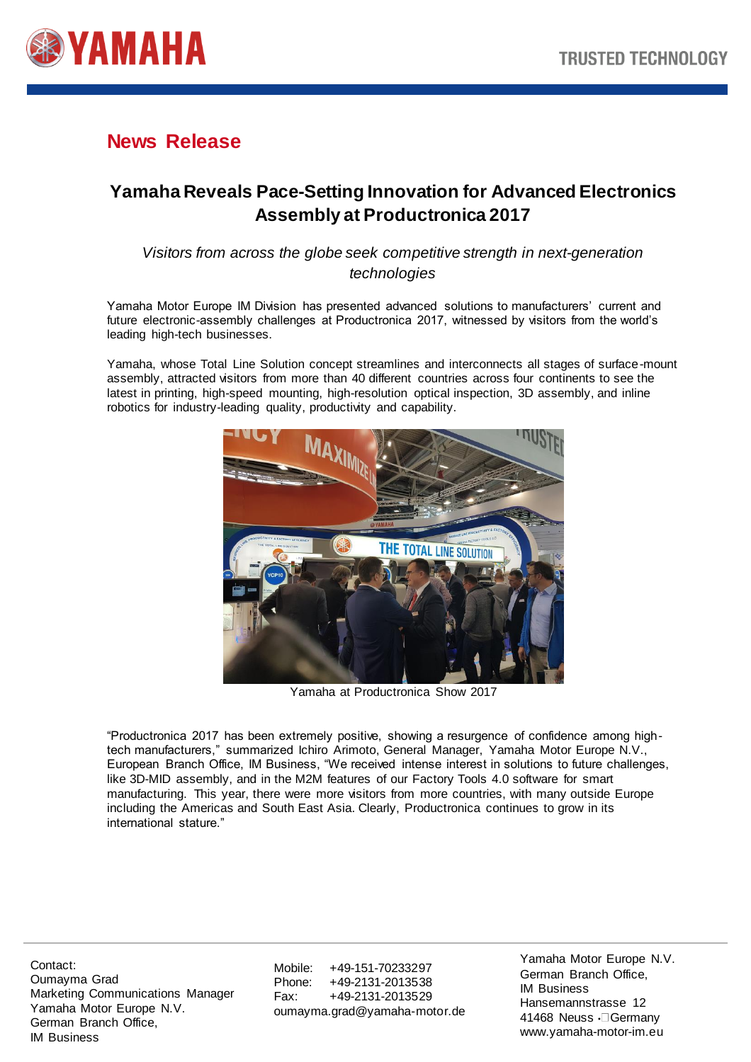YAMAHA

TRUSTED TECHNOLOGY

## News Release

# Yamaha Reveals Pace-Setting Innovation for Advanced Electronics Assembly at Productronica 2017

*Visitors from across the globe seek competitive strength in next-generation technologies*

Yamaha Motor Europe IM Division has presented advanced solutions to manufacturers' current and future electronic-assembly challenges at Productronica 2017, witnessed by visitors from the world's leading high-tech businesses.

Yamaha, whose Total Line Solution concept streamlines and interconnects all stages of surface-mount assembly, attracted visitors from more than 40 different countries across four continents to see the latest in printing, high-speed mounting, high-resolution optical inspection, 3D assembly, and inline robotics for industry-leading quality, productivity and capability.

Yamaha at Productronica Show 2017

"Productronica 2017 has been extremely positive, showing a resurgence of confidence among high-tech manufacturers," summarized Ichiro Arimoto, General Manager, Yamaha Motor Europe N.V., European Branch Office, IM Business, "We received intense interest in solutions to future challenges, like 3D-MID assembly, and in the M2M features of our Factory Tools 4.0 software for smart manufacturing. This year, there were more visitors from more countries, with many outside Europe including the Americas and South East Asia. Clearly, Productronica continues to grow in its international stature."

Contact:
Oumayma Grad
Marketing Communications Manager
Yamaha Motor Europe N.V.
German Branch Office,
IM Business

Mobile: +49-151-70233297
Phone: +49-2131-2013538
Fax: +49-2131-2013529
oumayma.grad@yamaha-motor.de

Yamaha Motor Europe N.V.
German Branch Office,
IM Business
Hansemannstrasse 12
41468 Neuss · Germany
www.yamaha-motor-im.eu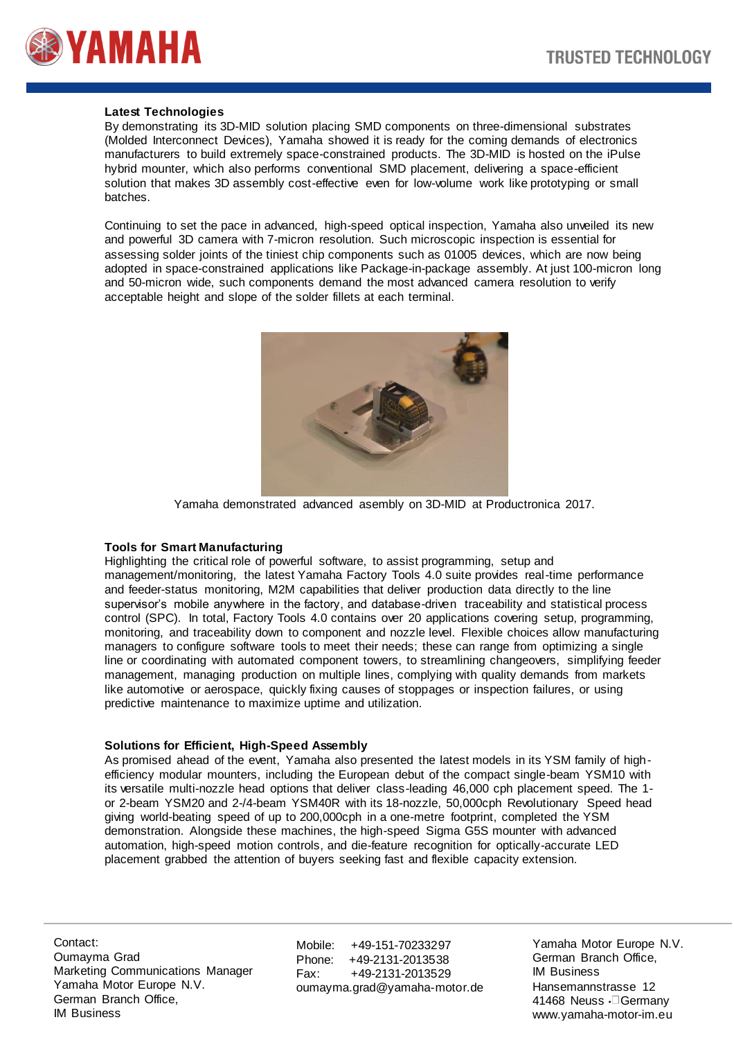**Latest Technologies**

By demonstrating its 3D-MID solution placing SMD components on three-dimensional substrates (Molded Interconnect Devices), Yamaha showed it is ready for the coming demands of electronics manufacturers to build extremely space-constrained products. The 3D-MID is hosted on the iPulse hybrid mounter, which also performs conventional SMD placement, delivering a space-efficient solution that makes 3D assembly cost-effective even for low-volume work like prototyping or small batches.

Continuing to set the pace in advanced, high-speed optical inspection, Yamaha also unveiled its new and powerful 3D camera with 7-micron resolution. Such microscopic inspection is essential for assessing solder joints of the tiniest chip components such as 01005 devices, which are now being adopted in space-constrained applications like Package-in-package assembly. At just 100-micron long and 50-micron wide, such components demand the most advanced camera resolution to verify acceptable height and slope of the solder fillets at each terminal.

Yamaha demonstrated advanced asembly on 3D-MID at Productronica 2017.

**Tools for Smart Manufacturing**

Highlighting the critical role of powerful software, to assist programming, setup and management/monitoring, the latest Yamaha Factory Tools 4.0 suite provides real-time performance and feeder-status monitoring, M2M capabilities that deliver production data directly to the line supervisor's mobile anywhere in the factory, and database-driven traceability and statistical process control (SPC). In total, Factory Tools 4.0 contains over 20 applications covering setup, programming, monitoring, and traceability down to component and nozzle level. Flexible choices allow manufacturing managers to configure software tools to meet their needs; these can range from optimizing a single line or coordinating with automated component towers, to streamlining changeovers, simplifying feeder management, managing production on multiple lines, complying with quality demands from markets like automotive or aerospace, quickly fixing causes of stoppages or inspection failures, or using predictive maintenance to maximize uptime and utilization.

**Solutions for Efficient, High-Speed Assembly**

As promised ahead of the event, Yamaha also presented the latest models in its YSM family of high-efficiency modular mounters, including the European debut of the compact single-beam YSM10 with its versatile multi-nozzle head options that deliver class-leading 46,000 cph placement speed. The 1- or 2-beam YSM20 and 2-/4-beam YSM40R with its 18-nozzle, 50,000cph Revolutionary Speed head giving world-beating speed of up to 200,000cph in a one-metre footprint, completed the YSM demonstration. Alongside these machines, the high-speed Sigma G5S mounter with advanced automation, high-speed motion controls, and die-feature recognition for optically-accurate LED placement grabbed the attention of buyers seeking fast and flexible capacity extension.

Contact:
Oumayma Grad
Marketing Communications Manager
Yamaha Motor Europe N.V.
German Branch Office,
IM Business

Mobile: +49-151-70233297
Phone: +49-2131-2013538
Fax: +49-2131-2013529
oumayma.grad@yamaha-motor.de

Yamaha Motor Europe N.V.
German Branch Office,
IM Business
Hansemannstrasse 12
41468 Neuss · Germany
www.yamaha-motor-im.eu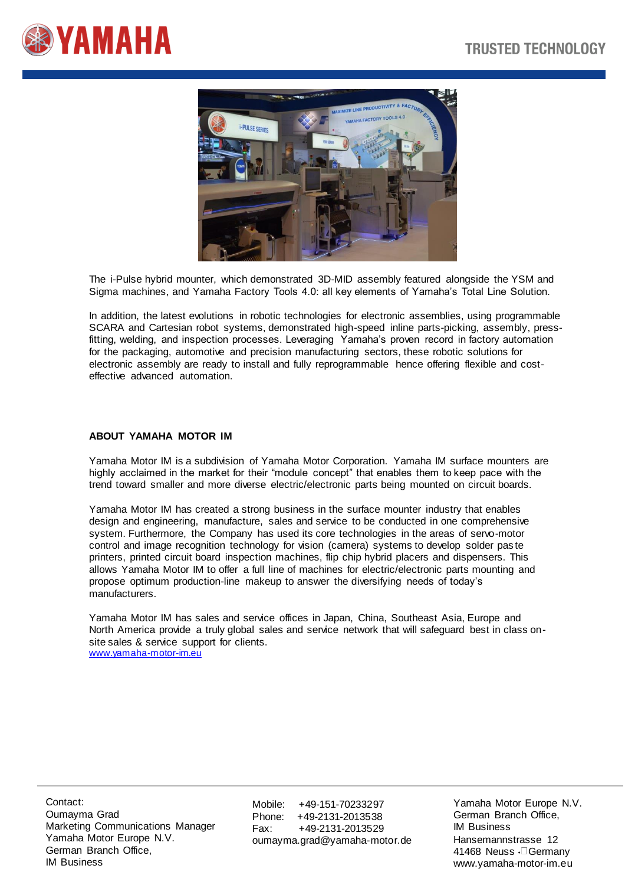The i-Pulse hybrid mounter, which demonstrated 3D-MID assembly featured alongside the YSM and Sigma machines, and Yamaha Factory Tools 4.0: all key elements of Yamaha's Total Line Solution.

In addition, the latest evolutions in robotic technologies for electronic assemblies, using programmable SCARA and Cartesian robot systems, demonstrated high-speed inline parts-picking, assembly, press-fitting, welding, and inspection processes. Leveraging Yamaha's proven record in factory automation for the packaging, automotive and precision manufacturing sectors, these robotic solutions for electronic assembly are ready to install and fully reprogrammable hence offering flexible and cost-effective advanced automation.

**ABOUT YAMAHA MOTOR IM**

Yamaha Motor IM is a subdivision of Yamaha Motor Corporation. Yamaha IM surface mounters are highly acclaimed in the market for their "module concept" that enables them to keep pace with the trend toward smaller and more diverse electric/electronic parts being mounted on circuit boards.

Yamaha Motor IM has created a strong business in the surface mounter industry that enables design and engineering, manufacture, sales and service to be conducted in one comprehensive system. Furthermore, the Company has used its core technologies in the areas of servo-motor control and image recognition technology for vision (camera) systems to develop solder paste printers, printed circuit board inspection machines, flip chip hybrid placers and dispensers. This allows Yamaha Motor IM to offer a full line of machines for electric/electronic parts mounting and propose optimum production-line makeup to answer the diversifying needs of today's manufacturers.

Yamaha Motor IM has sales and service offices in Japan, China, Southeast Asia, Europe and North America provide a truly global sales and service network that will safeguard best in class on-site sales & service support for clients.
www.yamaha-motor-im.eu

Contact:
Oumayma Grad
Marketing Communications Manager
Yamaha Motor Europe N.V.
German Branch Office,
IM Business

Mobile: +49-151-70233297
Phone: +49-2131-2013538
Fax: +49-2131-2013529
oumayma.grad@yamaha-motor.de

Yamaha Motor Europe N.V.
German Branch Office,
IM Business
Hansemannstrasse 12
41468 Neuss · Germany
www.yamaha-motor-im.eu